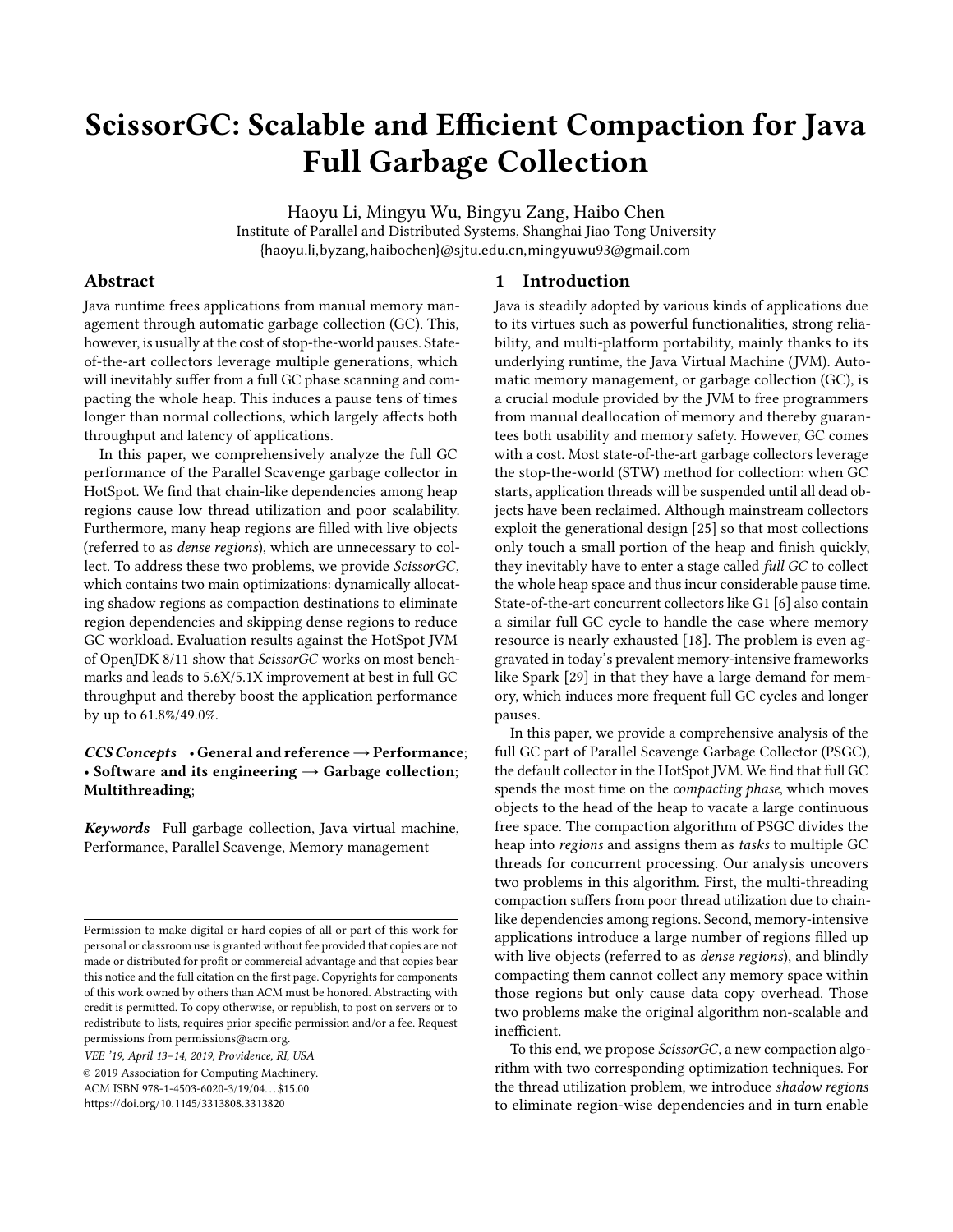# ScissorGC: Scalable and Efficient Compaction for Java Full Garbage Collection

Haoyu Li, Mingyu Wu, Bingyu Zang, Haibo Chen
Institute of Parallel and Distributed Systems, Shanghai Jiao Tong University
{haoyu.li,byzang,haibochen}@sjtu.edu.cn,mingyuwu93@gmail.com

## Abstract

Java runtime frees applications from manual memory management through automatic garbage collection (GC). This, however, is usually at the cost of stop-the-world pauses. State-of-the-art collectors leverage multiple generations, which will inevitably suffer from a full GC phase scanning and compacting the whole heap. This induces a pause tens of times longer than normal collections, which largely affects both throughput and latency of applications.

In this paper, we comprehensively analyze the full GC performance of the Parallel Scavenge garbage collector in HotSpot. We find that chain-like dependencies among heap regions cause low thread utilization and poor scalability. Furthermore, many heap regions are filled with live objects (referred to as *dense regions*), which are unnecessary to collect. To address these two problems, we provide *ScissorGC*, which contains two main optimizations: dynamically allocating shadow regions as compaction destinations to eliminate region dependencies and skipping dense regions to reduce GC workload. Evaluation results against the HotSpot JVM of OpenJDK 8/11 show that *ScissorGC* works on most benchmarks and leads to 5.6X/5.1X improvement at best in full GC throughput and thereby boost the application performance by up to 61.8%/49.0%.

***CCS Concepts*** • **General and reference → Performance**; • **Software and its engineering → Garbage collection**; **Multithreading**;

***Keywords*** Full garbage collection, Java virtual machine, Performance, Parallel Scavenge, Memory management

Permission to make digital or hard copies of all or part of this work for personal or classroom use is granted without fee provided that copies are not made or distributed for profit or commercial advantage and that copies bear this notice and the full citation on the first page. Copyrights for components of this work owned by others than ACM must be honored. Abstracting with credit is permitted. To copy otherwise, or republish, to post on servers or to redistribute to lists, requires prior specific permission and/or a fee. Request permissions from permissions@acm.org.

*VEE '19, April 13–14, 2019, Providence, RI, USA*
© 2019 Association for Computing Machinery.
ACM ISBN 978-1-4503-6020-3/19/04...$15.00
https://doi.org/10.1145/3313808.3313820

## 1 Introduction

Java is steadily adopted by various kinds of applications due to its virtues such as powerful functionalities, strong reliability, and multi-platform portability, mainly thanks to its underlying runtime, the Java Virtual Machine (JVM). Automatic memory management, or garbage collection (GC), is a crucial module provided by the JVM to free programmers from manual deallocation of memory and thereby guarantees both usability and memory safety. However, GC comes with a cost. Most state-of-the-art garbage collectors leverage the stop-the-world (STW) method for collection: when GC starts, application threads will be suspended until all dead objects have been reclaimed. Although mainstream collectors exploit the generational design [25] so that most collections only touch a small portion of the heap and finish quickly, they inevitably have to enter a stage called *full GC* to collect the whole heap space and thus incur considerable pause time. State-of-the-art concurrent collectors like G1 [6] also contain a similar full GC cycle to handle the case where memory resource is nearly exhausted [18]. The problem is even aggravated in today's prevalent memory-intensive frameworks like Spark [29] in that they have a large demand for memory, which induces more frequent full GC cycles and longer pauses.

In this paper, we provide a comprehensive analysis of the full GC part of Parallel Scavenge Garbage Collector (PSGC), the default collector in the HotSpot JVM. We find that full GC spends the most time on the *compacting phase*, which moves objects to the head of the heap to vacate a large continuous free space. The compaction algorithm of PSGC divides the heap into *regions* and assigns them as *tasks* to multiple GC threads for concurrent processing. Our analysis uncovers two problems in this algorithm. First, the multi-threading compaction suffers from poor thread utilization due to chain-like dependencies among regions. Second, memory-intensive applications introduce a large number of regions filled up with live objects (referred to as *dense regions*), and blindly compacting them cannot collect any memory space within those regions but only cause data copy overhead. Those two problems make the original algorithm non-scalable and inefficient.

To this end, we propose *ScissorGC*, a new compaction algorithm with two corresponding optimization techniques. For the thread utilization problem, we introduce *shadow regions* to eliminate region-wise dependencies and in turn enable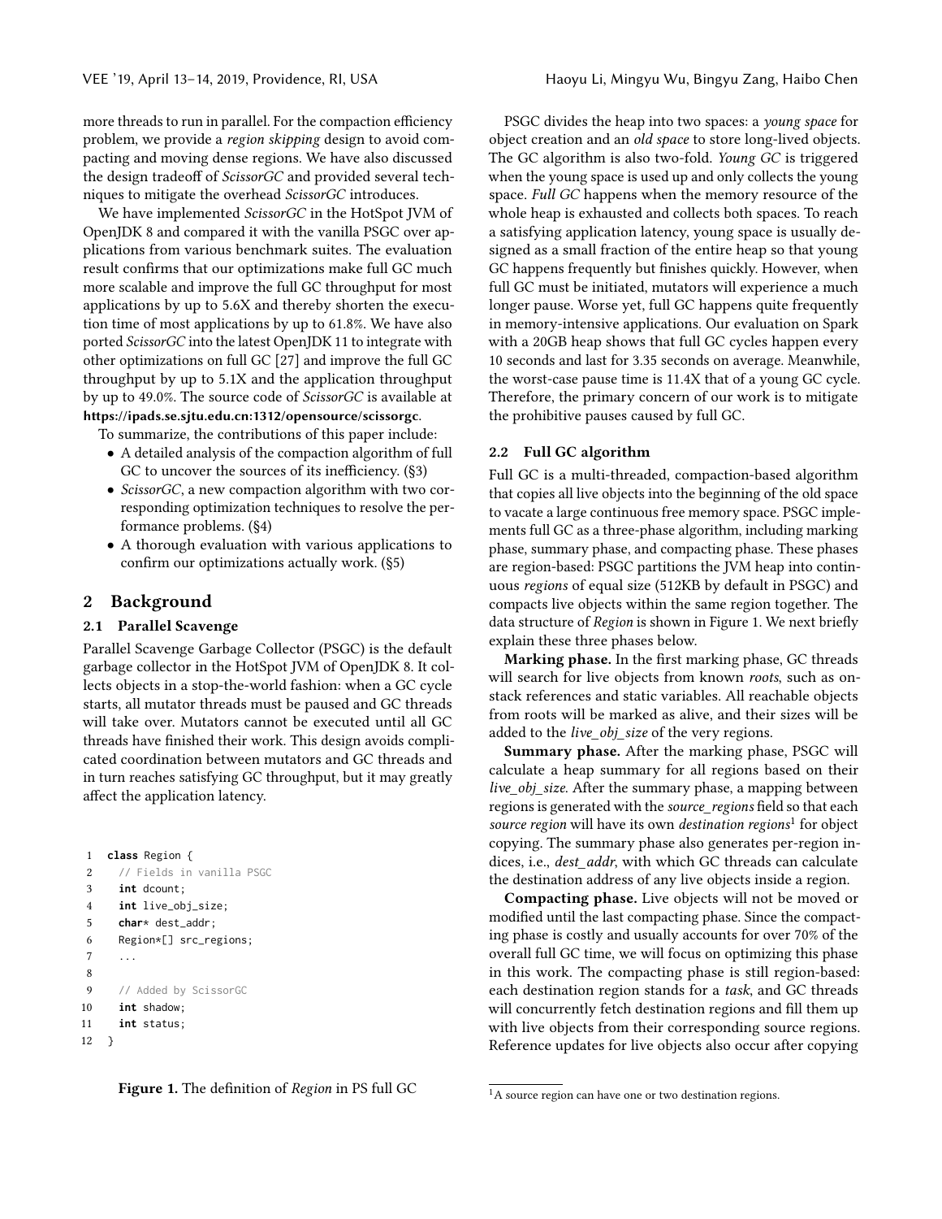more threads to run in parallel. For the compaction efficiency problem, we provide a *region skipping* design to avoid compacting and moving dense regions. We have also discussed the design tradeoff of *ScissorGC* and provided several techniques to mitigate the overhead *ScissorGC* introduces.

We have implemented *ScissorGC* in the HotSpot JVM of OpenJDK 8 and compared it with the vanilla PSGC over applications from various benchmark suites. The evaluation result confirms that our optimizations make full GC much more scalable and improve the full GC throughput for most applications by up to 5.6X and thereby shorten the execution time of most applications by up to 61.8%. We have also ported *ScissorGC* into the latest OpenJDK 11 to integrate with other optimizations on full GC [27] and improve the full GC throughput by up to 5.1X and the application throughput by up to 49.0%. The source code of *ScissorGC* is available at **https://ipads.se.sjtu.edu.cn:1312/opensource/scissorgc**.

To summarize, the contributions of this paper include:

- A detailed analysis of the compaction algorithm of full GC to uncover the sources of its inefficiency. (§3)
- *ScissorGC*, a new compaction algorithm with two corresponding optimization techniques to resolve the performance problems. (§4)
- A thorough evaluation with various applications to confirm our optimizations actually work. (§5)

## 2 Background

### 2.1 Parallel Scavenge

Parallel Scavenge Garbage Collector (PSGC) is the default garbage collector in the HotSpot JVM of OpenJDK 8. It collects objects in a stop-the-world fashion: when a GC cycle starts, all mutator threads must be paused and GC threads will take over. Mutators cannot be executed until all GC threads have finished their work. This design avoids complicated coordination between mutators and GC threads and in turn reaches satisfying GC throughput, but it may greatly affect the application latency.

```
1  class Region {
2    // Fields in vanilla PSGC
3    int dcount;
4    int live_obj_size;
5    char* dest_addr;
6    Region*[] src_regions;
7    ...
8
9    // Added by ScissorGC
10   int shadow;
11   int status;
12 }
```

**Figure 1.** The definition of *Region* in PS full GC

PSGC divides the heap into two spaces: a *young space* for object creation and an *old space* to store long-lived objects. The GC algorithm is also two-fold. *Young GC* is triggered when the young space is used up and only collects the young space. *Full GC* happens when the memory resource of the whole heap is exhausted and collects both spaces. To reach a satisfying application latency, young space is usually designed as a small fraction of the entire heap so that young GC happens frequently but finishes quickly. However, when full GC must be initiated, mutators will experience a much longer pause. Worse yet, full GC happens quite frequently in memory-intensive applications. Our evaluation on Spark with a 20GB heap shows that full GC cycles happen every 10 seconds and last for 3.35 seconds on average. Meanwhile, the worst-case pause time is 11.4X that of a young GC cycle. Therefore, the primary concern of our work is to mitigate the prohibitive pauses caused by full GC.

### 2.2 Full GC algorithm

Full GC is a multi-threaded, compaction-based algorithm that copies all live objects into the beginning of the old space to vacate a large continuous free memory space. PSGC implements full GC as a three-phase algorithm, including marking phase, summary phase, and compacting phase. These phases are region-based: PSGC partitions the JVM heap into continuous *regions* of equal size (512KB by default in PSGC) and compacts live objects within the same region together. The data structure of *Region* is shown in Figure 1. We next briefly explain these three phases below.

**Marking phase.** In the first marking phase, GC threads will search for live objects from known *roots*, such as on-stack references and static variables. All reachable objects from roots will be marked as alive, and their sizes will be added to the *live_obj_size* of the very regions.

**Summary phase.** After the marking phase, PSGC will calculate a heap summary for all regions based on their *live_obj_size*. After the summary phase, a mapping between regions is generated with the *source_regions* field so that each *source region* will have its own *destination regions*[1] for object copying. The summary phase also generates per-region indices, i.e., *dest_addr*, with which GC threads can calculate the destination address of any live objects inside a region.

**Compacting phase.** Live objects will not be moved or modified until the last compacting phase. Since the compacting phase is costly and usually accounts for over 70% of the overall full GC time, we will focus on optimizing this phase in this work. The compacting phase is still region-based: each destination region stands for a *task*, and GC threads will concurrently fetch destination regions and fill them up with live objects from their corresponding source regions. Reference updates for live objects also occur after copying

[1] A source region can have one or two destination regions.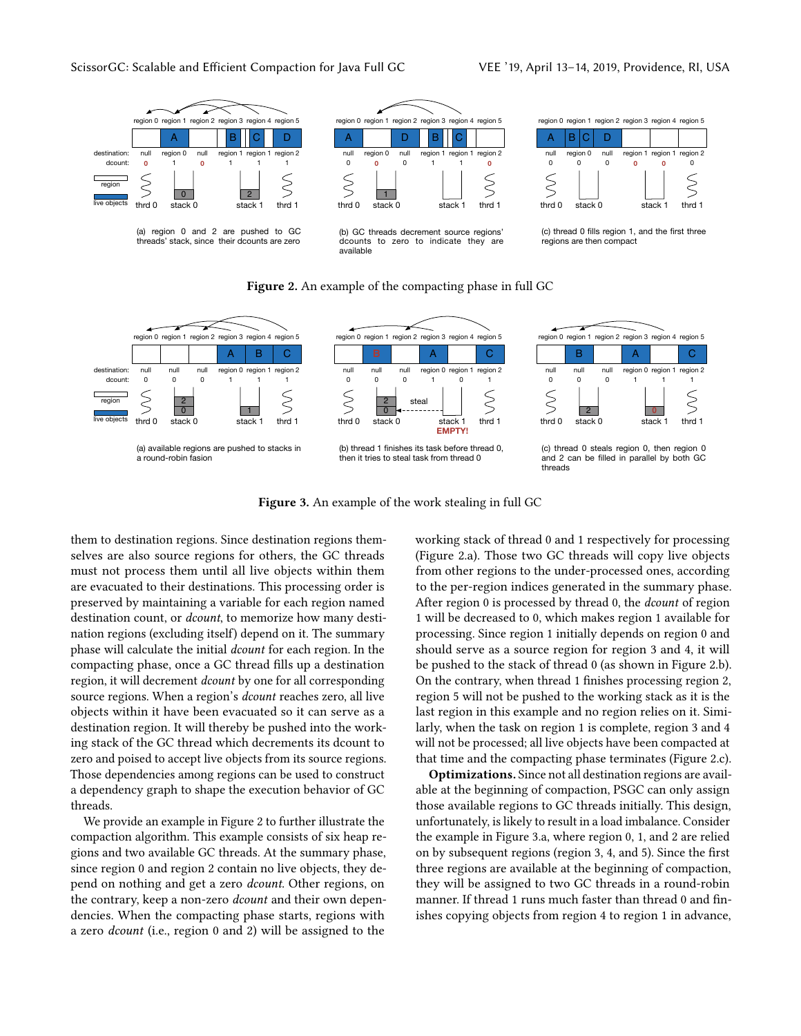(a) region 0 and 2 are pushed to GC threads' stack, since their dcounts are zero

(b) GC threads decrement source regions' dcounts to zero to indicate they are available

(c) thread 0 fills region 1, and the first three regions are then compact

**Figure 2.** An example of the compacting phase in full GC

(a) available regions are pushed to stacks in a round-robin fasion

(b) thread 1 finishes its task before thread 0, then it tries to steal task from thread 0

(c) thread 0 steals region 0, then region 0 and 2 can be filled in parallel by both GC threads

**Figure 3.** An example of the work stealing in full GC

them to destination regions. Since destination regions themselves are also source regions for others, the GC threads must not process them until all live objects within them are evacuated to their destinations. This processing order is preserved by maintaining a variable for each region named destination count, or *dcount*, to memorize how many destination regions (excluding itself) depend on it. The summary phase will calculate the initial *dcount* for each region. In the compacting phase, once a GC thread fills up a destination region, it will decrement *dcount* by one for all corresponding source regions. When a region's *dcount* reaches zero, all live objects within it have been evacuated so it can serve as a destination region. It will thereby be pushed into the working stack of the GC thread which decrements its dcount to zero and poised to accept live objects from its source regions. Those dependencies among regions can be used to construct a dependency graph to shape the execution behavior of GC threads.

We provide an example in Figure 2 to further illustrate the compaction algorithm. This example consists of six heap regions and two available GC threads. At the summary phase, since region 0 and region 2 contain no live objects, they depend on nothing and get a zero *dcount*. Other regions, on the contrary, keep a non-zero *dcount* and their own dependencies. When the compacting phase starts, regions with a zero *dcount* (i.e., region 0 and 2) will be assigned to the working stack of thread 0 and 1 respectively for processing (Figure 2.a). Those two GC threads will copy live objects from other regions to the under-processed ones, according to the per-region indices generated in the summary phase. After region 0 is processed by thread 0, the *dcount* of region 1 will be decreased to 0, which makes region 1 available for processing. Since region 1 initially depends on region 0 and should serve as a source region for region 3 and 4, it will be pushed to the stack of thread 0 (as shown in Figure 2.b). On the contrary, when thread 1 finishes processing region 2, region 5 will not be pushed to the working stack as it is the last region in this example and no region relies on it. Similarly, when the task on region 1 is complete, region 3 and 4 will not be processed; all live objects have been compacted at that time and the compacting phase terminates (Figure 2.c).

**Optimizations.** Since not all destination regions are available at the beginning of compaction, PSGC can only assign those available regions to GC threads initially. This design, unfortunately, is likely to result in a load imbalance. Consider the example in Figure 3.a, where region 0, 1, and 2 are relied on by subsequent regions (region 3, 4, and 5). Since the first three regions are available at the beginning of compaction, they will be assigned to two GC threads in a round-robin manner. If thread 1 runs much faster than thread 0 and finishes copying objects from region 4 to region 1 in advance,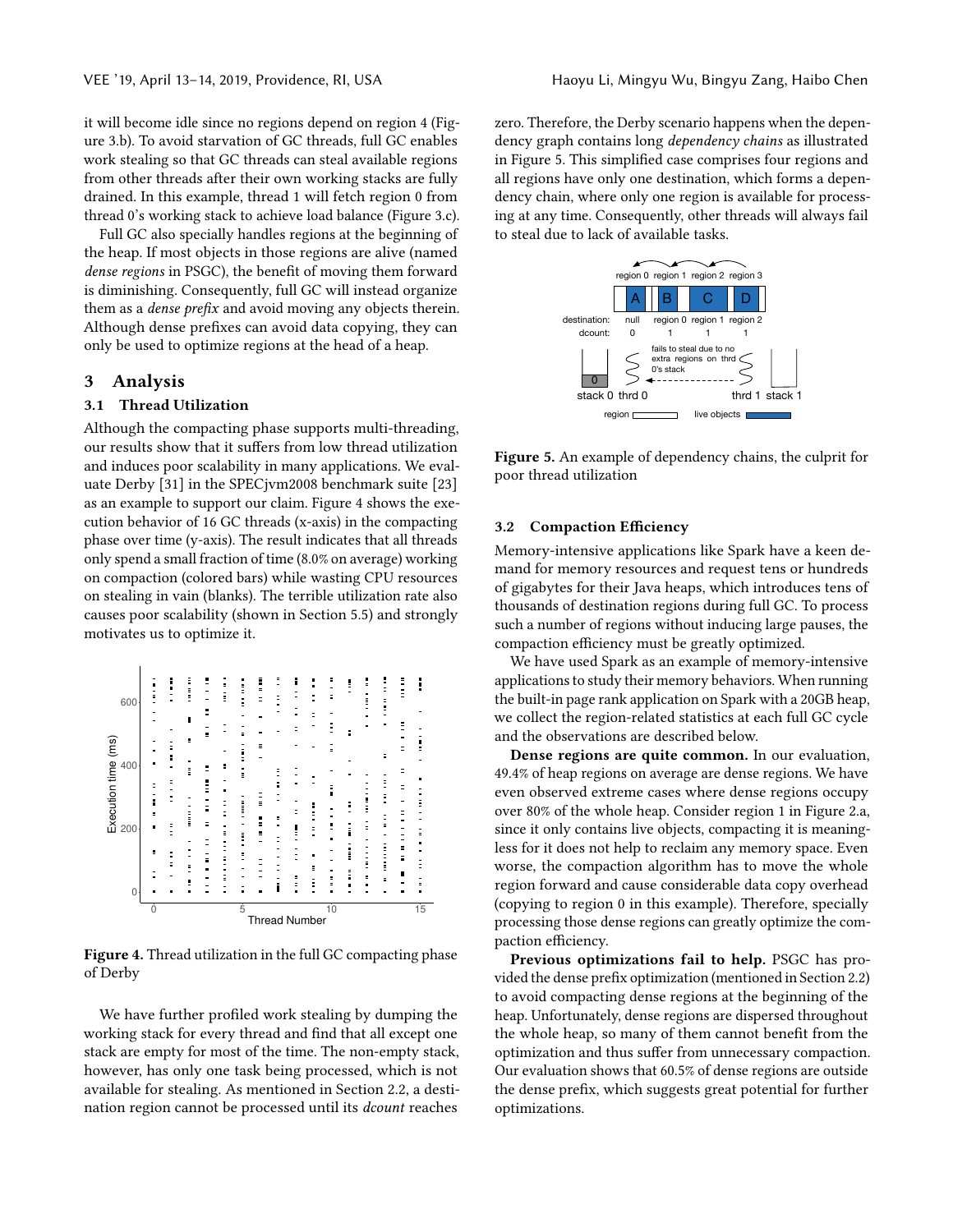it will become idle since no regions depend on region 4 (Figure 3.b). To avoid starvation of GC threads, full GC enables work stealing so that GC threads can steal available regions from other threads after their own working stacks are fully drained. In this example, thread 1 will fetch region 0 from thread 0's working stack to achieve load balance (Figure 3.c).

Full GC also specially handles regions at the beginning of the heap. If most objects in those regions are alive (named *dense regions* in PSGC), the benefit of moving them forward is diminishing. Consequently, full GC will instead organize them as a *dense prefix* and avoid moving any objects therein. Although dense prefixes can avoid data copying, they can only be used to optimize regions at the head of a heap.

## 3 Analysis

### 3.1 Thread Utilization

Although the compacting phase supports multi-threading, our results show that it suffers from low thread utilization and induces poor scalability in many applications. We evaluate Derby [31] in the SPECjvm2008 benchmark suite [23] as an example to support our claim. Figure 4 shows the execution behavior of 16 GC threads (x-axis) in the compacting phase over time (y-axis). The result indicates that all threads only spend a small fraction of time (8.0% on average) working on compaction (colored bars) while wasting CPU resources on stealing in vain (blanks). The terrible utilization rate also causes poor scalability (shown in Section 5.5) and strongly motivates us to optimize it.

**Figure 4.** Thread utilization in the full GC compacting phase of Derby

We have further profiled work stealing by dumping the working stack for every thread and find that all except one stack are empty for most of the time. The non-empty stack, however, has only one task being processed, which is not available for stealing. As mentioned in Section 2.2, a destination region cannot be processed until its *dcount* reaches zero. Therefore, the Derby scenario happens when the dependency graph contains long *dependency chains* as illustrated in Figure 5. This simplified case comprises four regions and all regions have only one destination, which forms a dependency chain, where only one region is available for processing at any time. Consequently, other threads will always fail to steal due to lack of available tasks.

**Figure 5.** An example of dependency chains, the culprit for poor thread utilization

### 3.2 Compaction Efficiency

Memory-intensive applications like Spark have a keen demand for memory resources and request tens or hundreds of gigabytes for their Java heaps, which introduces tens of thousands of destination regions during full GC. To process such a number of regions without inducing large pauses, the compaction efficiency must be greatly optimized.

We have used Spark as an example of memory-intensive applications to study their memory behaviors. When running the built-in page rank application on Spark with a 20GB heap, we collect the region-related statistics at each full GC cycle and the observations are described below.

**Dense regions are quite common.** In our evaluation, 49.4% of heap regions on average are dense regions. We have even observed extreme cases where dense regions occupy over 80% of the whole heap. Consider region 1 in Figure 2.a, since it only contains live objects, compacting it is meaningless for it does not help to reclaim any memory space. Even worse, the compaction algorithm has to move the whole region forward and cause considerable data copy overhead (copying to region 0 in this example). Therefore, specially processing those dense regions can greatly optimize the compaction efficiency.

**Previous optimizations fail to help.** PSGC has provided the dense prefix optimization (mentioned in Section 2.2) to avoid compacting dense regions at the beginning of the heap. Unfortunately, dense regions are dispersed throughout the whole heap, so many of them cannot benefit from the optimization and thus suffer from unnecessary compaction. Our evaluation shows that 60.5% of dense regions are outside the dense prefix, which suggests great potential for further optimizations.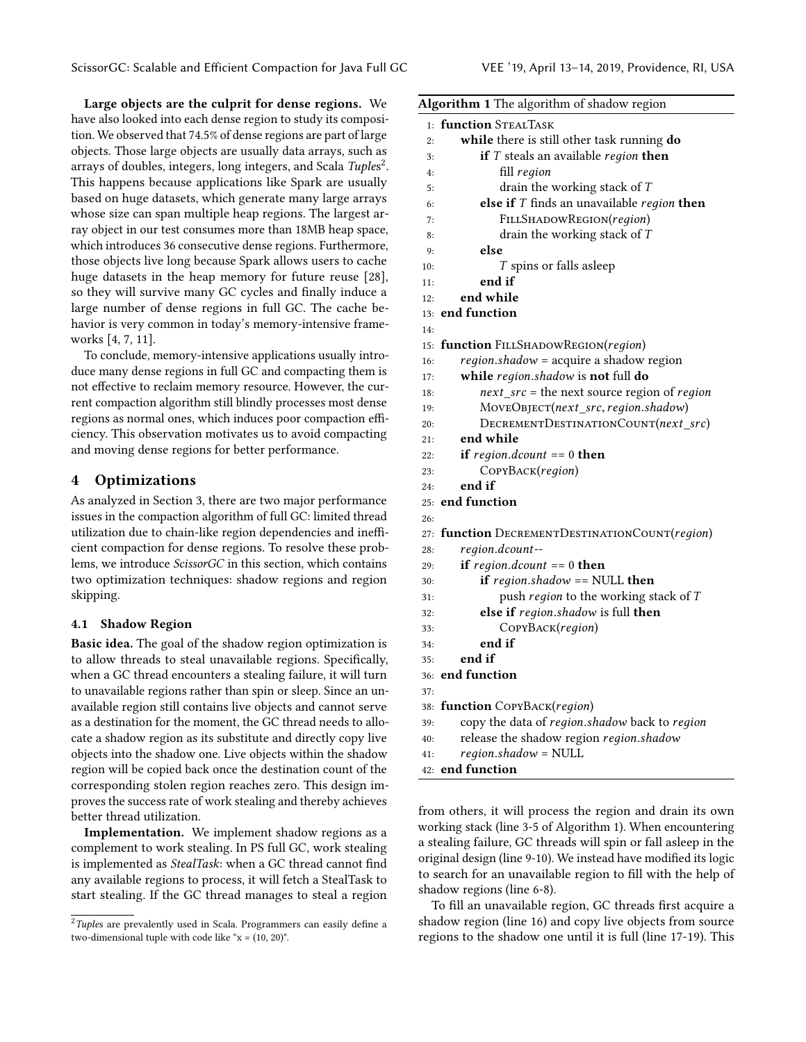**Large objects are the culprit for dense regions.** We have also looked into each dense region to study its composition. We observed that 74.5% of dense regions are part of large objects. Those large objects are usually data arrays, such as arrays of doubles, integers, long integers, and Scala *Tuples*[2]. This happens because applications like Spark are usually based on huge datasets, which generate many large arrays whose size can span multiple heap regions. The largest array object in our test consumes more than 18MB heap space, which introduces 36 consecutive dense regions. Furthermore, those objects live long because Spark allows users to cache huge datasets in the heap memory for future reuse [28], so they will survive many GC cycles and finally induce a large number of dense regions in full GC. The cache behavior is very common in today's memory-intensive frameworks [4, 7, 11].

To conclude, memory-intensive applications usually introduce many dense regions in full GC and compacting them is not effective to reclaim memory resource. However, the current compaction algorithm still blindly processes most dense regions as normal ones, which induces poor compaction efficiency. This observation motivates us to avoid compacting and moving dense regions for better performance.

## 4 Optimizations

As analyzed in Section 3, there are two major performance issues in the compaction algorithm of full GC: limited thread utilization due to chain-like region dependencies and inefficient compaction for dense regions. To resolve these problems, we introduce *ScissorGC* in this section, which contains two optimization techniques: shadow regions and region skipping.

### 4.1 Shadow Region

**Basic idea.** The goal of the shadow region optimization is to allow threads to steal unavailable regions. Specifically, when a GC thread encounters a stealing failure, it will turn to unavailable regions rather than spin or sleep. Since an unavailable region still contains live objects and cannot serve as a destination for the moment, the GC thread needs to allocate a shadow region as its substitute and directly copy live objects into the shadow one. Live objects within the shadow region will be copied back once the destination count of the corresponding stolen region reaches zero. This design improves the success rate of work stealing and thereby achieves better thread utilization.

**Implementation.** We implement shadow regions as a complement to work stealing. In PS full GC, work stealing is implemented as *StealTask*: when a GC thread cannot find any available regions to process, it will fetch a StealTask to start stealing. If the GC thread manages to steal a region

**Algorithm 1** The algorithm of shadow region

```
1:  function StealTask
2:      while there is still other task running do
3:          if T steals an available region then
4:              fill region
5:              drain the working stack of T
6:          else if T finds an unavailable region then
7:              FillShadowRegion(region)
8:              drain the working stack of T
9:          else
10:             T spins or falls asleep
11:         end if
12:     end while
13: end function
14:
15: function FillShadowRegion(region)
16:     region.shadow = acquire a shadow region
17:     while region.shadow is not full do
18:         next_src = the next source region of region
19:         MoveObject(next_src, region.shadow)
20:         DecrementDestinationCount(next_src)
21:     end while
22:     if region.dcount == 0 then
23:         CopyBack(region)
24:     end if
25: end function
26:
27: function DecrementDestinationCount(region)
28:     region.dcount--
29:     if region.dcount == 0 then
30:         if region.shadow == NULL then
31:             push region to the working stack of T
32:         else if region.shadow is full then
33:             CopyBack(region)
34:         end if
35:     end if
36: end function
37:
38: function CopyBack(region)
39:     copy the data of region.shadow back to region
40:     release the shadow region region.shadow
41:     region.shadow = NULL
42: end function
```

from others, it will process the region and drain its own working stack (line 3-5 of Algorithm 1). When encountering a stealing failure, GC threads will spin or fall asleep in the original design (line 9-10). We instead have modified its logic to search for an unavailable region to fill with the help of shadow regions (line 6-8).

To fill an unavailable region, GC threads first acquire a shadow region (line 16) and copy live objects from source regions to the shadow one until it is full (line 17-19). This

[2] *Tuples* are prevalently used in Scala. Programmers can easily define a two-dimensional tuple with code like "x = (10, 20)".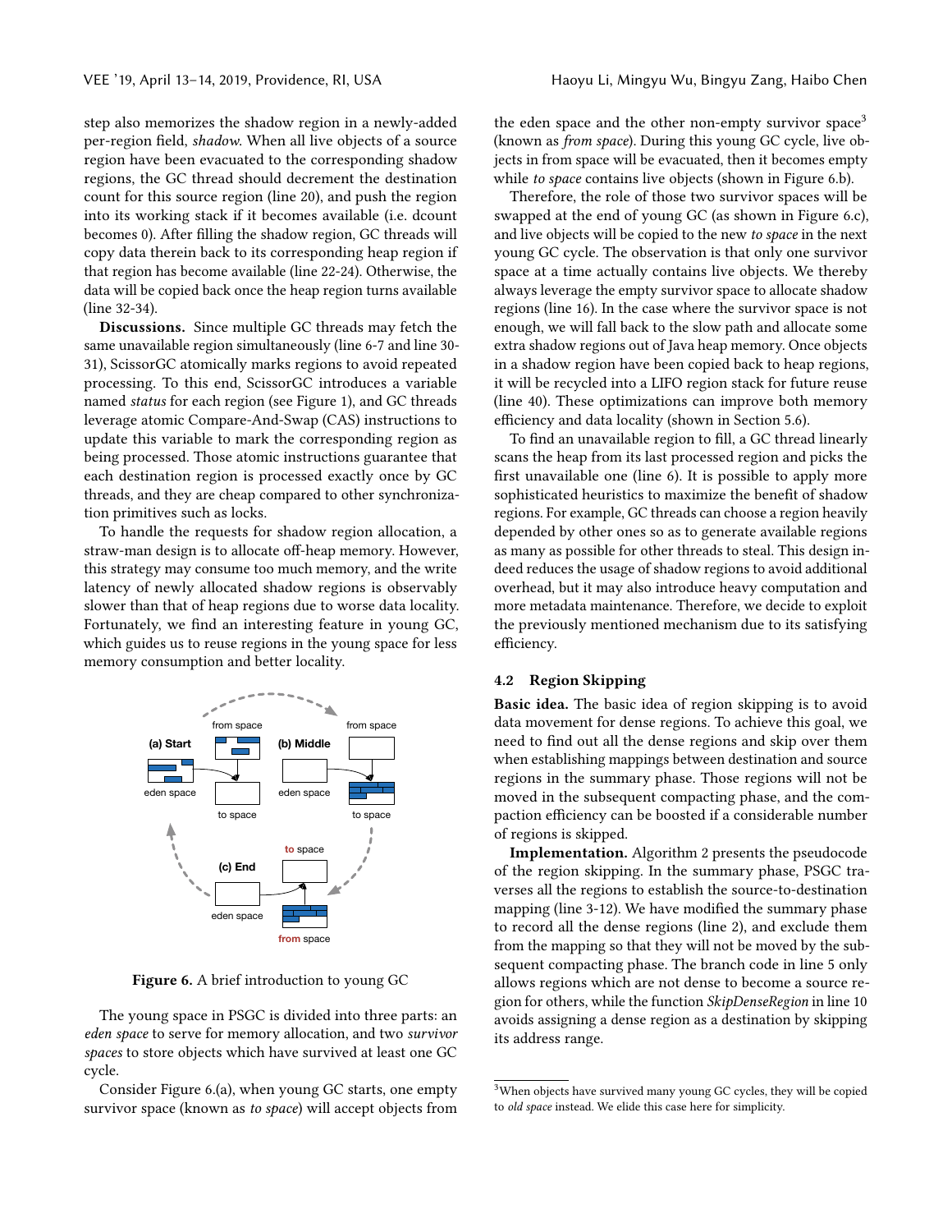step also memorizes the shadow region in a newly-added per-region field, *shadow*. When all live objects of a source region have been evacuated to the corresponding shadow regions, the GC thread should decrement the destination count for this source region (line 20), and push the region into its working stack if it becomes available (i.e. dcount becomes 0). After filling the shadow region, GC threads will copy data therein back to its corresponding heap region if that region has become available (line 22-24). Otherwise, the data will be copied back once the heap region turns available (line 32-34).

**Discussions.** Since multiple GC threads may fetch the same unavailable region simultaneously (line 6-7 and line 30-31), ScissorGC atomically marks regions to avoid repeated processing. To this end, ScissorGC introduces a variable named *status* for each region (see Figure 1), and GC threads leverage atomic Compare-And-Swap (CAS) instructions to update this variable to mark the corresponding region as being processed. Those atomic instructions guarantee that each destination region is processed exactly once by GC threads, and they are cheap compared to other synchronization primitives such as locks.

To handle the requests for shadow region allocation, a straw-man design is to allocate off-heap memory. However, this strategy may consume too much memory, and the write latency of newly allocated shadow regions is observably slower than that of heap regions due to worse data locality. Fortunately, we find an interesting feature in young GC, which guides us to reuse regions in the young space for less memory consumption and better locality.

Figure 6. A brief introduction to young GC

The young space in PSGC is divided into three parts: an *eden space* to serve for memory allocation, and two *survivor spaces* to store objects which have survived at least one GC cycle.

Consider Figure 6.(a), when young GC starts, one empty survivor space (known as *to space*) will accept objects from the eden space and the other non-empty survivor space[3] (known as *from space*). During this young GC cycle, live objects in from space will be evacuated, then it becomes empty while *to space* contains live objects (shown in Figure 6.b).

Therefore, the role of those two survivor spaces will be swapped at the end of young GC (as shown in Figure 6.c), and live objects will be copied to the new *to space* in the next young GC cycle. The observation is that only one survivor space at a time actually contains live objects. We thereby always leverage the empty survivor space to allocate shadow regions (line 16). In the case where the survivor space is not enough, we will fall back to the slow path and allocate some extra shadow regions out of Java heap memory. Once objects in a shadow region have been copied back to heap regions, it will be recycled into a LIFO region stack for future reuse (line 40). These optimizations can improve both memory efficiency and data locality (shown in Section 5.6).

To find an unavailable region to fill, a GC thread linearly scans the heap from its last processed region and picks the first unavailable one (line 6). It is possible to apply more sophisticated heuristics to maximize the benefit of shadow regions. For example, GC threads can choose a region heavily depended by other ones so as to generate available regions as many as possible for other threads to steal. This design indeed reduces the usage of shadow regions to avoid additional overhead, but it may also introduce heavy computation and more metadata maintenance. Therefore, we decide to exploit the previously mentioned mechanism due to its satisfying efficiency.

### 4.2 Region Skipping

**Basic idea.** The basic idea of region skipping is to avoid data movement for dense regions. To achieve this goal, we need to find out all the dense regions and skip over them when establishing mappings between destination and source regions in the summary phase. Those regions will not be moved in the subsequent compacting phase, and the compaction efficiency can be boosted if a considerable number of regions is skipped.

**Implementation.** Algorithm 2 presents the pseudocode of the region skipping. In the summary phase, PSGC traverses all the regions to establish the source-to-destination mapping (line 3-12). We have modified the summary phase to record all the dense regions (line 2), and exclude them from the mapping so that they will not be moved by the subsequent compacting phase. The branch code in line 5 only allows regions which are not dense to become a source region for others, while the function *SkipDenseRegion* in line 10 avoids assigning a dense region as a destination by skipping its address range.

[3] When objects have survived many young GC cycles, they will be copied to *old space* instead. We elide this case here for simplicity.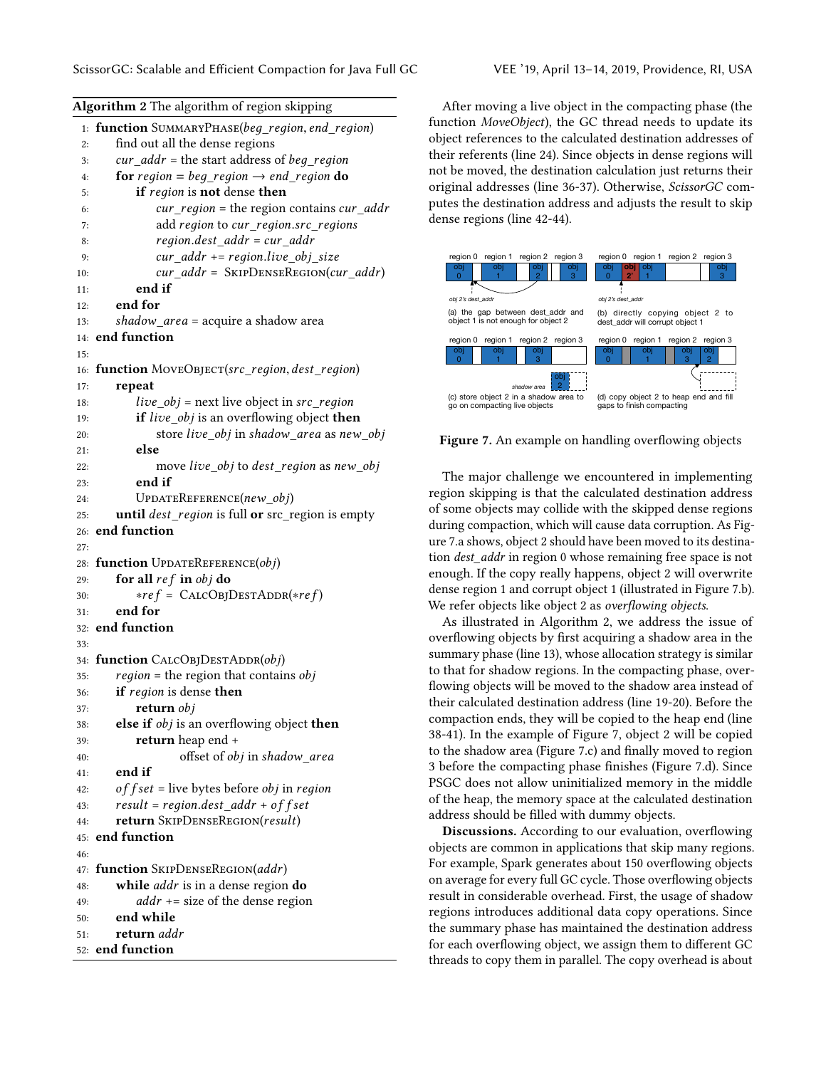**Algorithm 2** The algorithm of region skipping

```
1:  function SummaryPhase(beg_region, end_region)
2:      find out all the dense regions
3:      cur_addr = the start address of beg_region
4:      for region = beg_region → end_region do
5:          if region is not dense then
6:              cur_region = the region contains cur_addr
7:              add region to cur_region.src_regions
8:              region.dest_addr = cur_addr
9:              cur_addr += region.live_obj_size
10:             cur_addr = SkipDenseRegion(cur_addr)
11:         end if
12:     end for
13:     shadow_area = acquire a shadow area
14: end function
15:
16: function MoveObject(src_region, dest_region)
17:     repeat
18:         live_obj = next live object in src_region
19:         if live_obj is an overflowing object then
20:             store live_obj in shadow_area as new_obj
21:         else
22:             move live_obj to dest_region as new_obj
23:         end if
24:         UpdateReference(new_obj)
25:     until dest_region is full or src_region is empty
26: end function
27:
28: function UpdateReference(obj)
29:     for all ref in obj do
30:         *ref = CalcObjDestAddr(*ref)
31:     end for
32: end function
33:
34: function CalcObjDestAddr(obj)
35:     region = the region that contains obj
36:     if region is dense then
37:         return obj
38:     else if obj is an overflowing object then
39:         return heap end +
40:                 offset of obj in shadow_area
41:     end if
42:     offset = live bytes before obj in region
43:     result = region.dest_addr + offset
44:     return SkipDenseRegion(result)
45: end function
46:
47: function SkipDenseRegion(addr)
48:     while addr is in a dense region do
49:         addr += size of the dense region
50:     end while
51:     return addr
52: end function
```

After moving a live object in the compacting phase (the function *MoveObject*), the GC thread needs to update its object references to the calculated destination addresses of their referents (line 24). Since objects in dense regions will not be moved, the destination calculation just returns their original addresses (line 36-37). Otherwise, *ScissorGC* computes the destination address and adjusts the result to skip dense regions (line 42-44).

Figure 7. An example on handling overflowing objects

The major challenge we encountered in implementing region skipping is that the calculated destination address of some objects may collide with the skipped dense regions during compaction, which will cause data corruption. As Figure 7.a shows, object 2 should have been moved to its destination *dest_addr* in region 0 whose remaining free space is not enough. If the copy really happens, object 2 will overwrite dense region 1 and corrupt object 1 (illustrated in Figure 7.b). We refer objects like object 2 as *overflowing objects*.

As illustrated in Algorithm 2, we address the issue of overflowing objects by first acquiring a shadow area in the summary phase (line 13), whose allocation strategy is similar to that for shadow regions. In the compacting phase, overflowing objects will be moved to the shadow area instead of their calculated destination address (line 19-20). Before the compaction ends, they will be copied to the heap end (line 38-41). In the example of Figure 7, object 2 will be copied to the shadow area (Figure 7.c) and finally moved to region 3 before the compacting phase finishes (Figure 7.d). Since PSGC does not allow uninitialized memory in the middle of the heap, the memory space at the calculated destination address should be filled with dummy objects.

**Discussions.** According to our evaluation, overflowing objects are common in applications that skip many regions. For example, Spark generates about 150 overflowing objects on average for every full GC cycle. Those overflowing objects result in considerable overhead. First, the usage of shadow regions introduces additional data copy operations. Since the summary phase has maintained the destination address for each overflowing object, we assign them to different GC threads to copy them in parallel. The copy overhead is about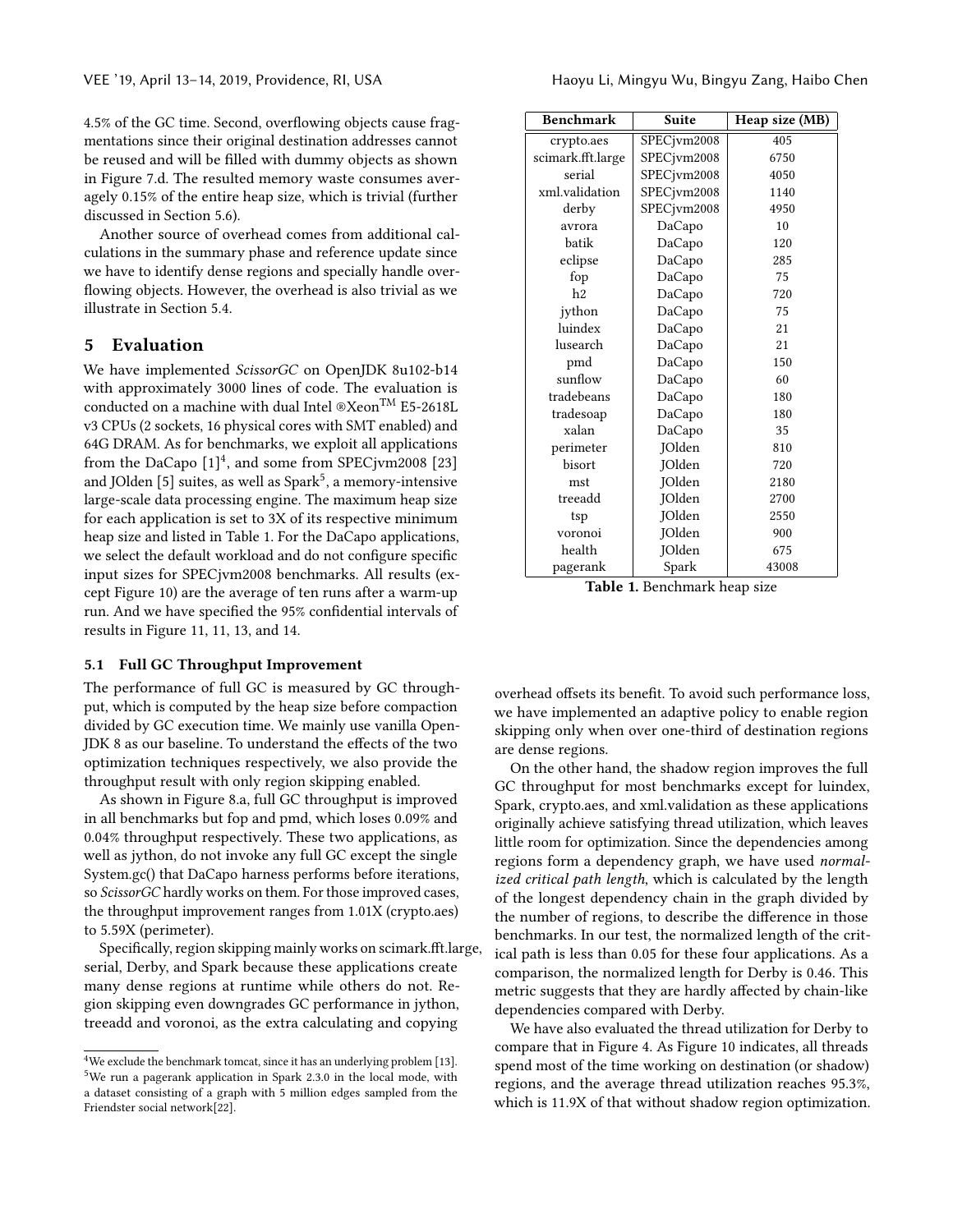4.5% of the GC time. Second, overflowing objects cause fragmentations since their original destination addresses cannot be reused and will be filled with dummy objects as shown in Figure 7.d. The resulted memory waste consumes averagely 0.15% of the entire heap size, which is trivial (further discussed in Section 5.6).

Another source of overhead comes from additional calculations in the summary phase and reference update since we have to identify dense regions and specially handle overflowing objects. However, the overhead is also trivial as we illustrate in Section 5.4.

## 5 Evaluation

We have implemented *ScissorGC* on OpenJDK 8u102-b14 with approximately 3000 lines of code. The evaluation is conducted on a machine with dual Intel ®Xeon™ E5-2618L v3 CPUs (2 sockets, 16 physical cores with SMT enabled) and 64G DRAM. As for benchmarks, we exploit all applications from the DaCapo [1][4], and some from SPECjvm2008 [23] and JOlden [5] suites, as well as Spark[5], a memory-intensive large-scale data processing engine. The maximum heap size for each application is set to 3X of its respective minimum heap size and listed in Table 1. For the DaCapo applications, we select the default workload and do not configure specific input sizes for SPECjvm2008 benchmarks. All results (except Figure 10) are the average of ten runs after a warm-up run. And we have specified the 95% confidential intervals of results in Figure 11, 11, 13, and 14.

| Benchmark | Suite | Heap size (MB) |
|---|---|---|
| crypto.aes | SPECjvm2008 | 405 |
| scimark.fft.large | SPECjvm2008 | 6750 |
| serial | SPECjvm2008 | 4050 |
| xml.validation | SPECjvm2008 | 1140 |
| derby | SPECjvm2008 | 4950 |
| avrora | DaCapo | 10 |
| batik | DaCapo | 120 |
| eclipse | DaCapo | 285 |
| fop | DaCapo | 75 |
| h2 | DaCapo | 720 |
| jython | DaCapo | 75 |
| luindex | DaCapo | 21 |
| lusearch | DaCapo | 21 |
| pmd | DaCapo | 150 |
| sunflow | DaCapo | 60 |
| tradebeans | DaCapo | 180 |
| tradesoap | DaCapo | 180 |
| xalan | DaCapo | 35 |
| perimeter | JOlden | 810 |
| bisort | JOlden | 720 |
| mst | JOlden | 2180 |
| treeadd | JOlden | 2700 |
| tsp | JOlden | 2550 |
| voronoi | JOlden | 900 |
| health | JOlden | 675 |
| pagerank | Spark | 43008 |

**Table 1.** Benchmark heap size

### 5.1 Full GC Throughput Improvement

The performance of full GC is measured by GC throughput, which is computed by the heap size before compaction divided by GC execution time. We mainly use vanilla OpenJDK 8 as our baseline. To understand the effects of the two optimization techniques respectively, we also provide the throughput result with only region skipping enabled.

As shown in Figure 8.a, full GC throughput is improved in all benchmarks but fop and pmd, which loses 0.09% and 0.04% throughput respectively. These two applications, as well as jython, do not invoke any full GC except the single System.gc() that DaCapo harness performs before iterations, so *ScissorGC* hardly works on them. For those improved cases, the throughput improvement ranges from 1.01X (crypto.aes) to 5.59X (perimeter).

Specifically, region skipping mainly works on scimark.fft.large, serial, Derby, and Spark because these applications create many dense regions at runtime while others do not. Region skipping even downgrades GC performance in jython, treeadd and voronoi, as the extra calculating and copying overhead offsets its benefit. To avoid such performance loss, we have implemented an adaptive policy to enable region skipping only when over one-third of destination regions are dense regions.

On the other hand, the shadow region improves the full GC throughput for most benchmarks except for luindex, Spark, crypto.aes, and xml.validation as these applications originally achieve satisfying thread utilization, which leaves little room for optimization. Since the dependencies among regions form a dependency graph, we have used *normalized critical path length*, which is calculated by the length of the longest dependency chain in the graph divided by the number of regions, to describe the difference in those benchmarks. In our test, the normalized length of the critical path is less than 0.05 for these four applications. As a comparison, the normalized length for Derby is 0.46. This metric suggests that they are hardly affected by chain-like dependencies compared with Derby.

We have also evaluated the thread utilization for Derby to compare that in Figure 4. As Figure 10 indicates, all threads spend most of the time working on destination (or shadow) regions, and the average thread utilization reaches 95.3%, which is 11.9X of that without shadow region optimization.

[4] We exclude the benchmark tomcat, since it has an underlying problem [13].

[5] We run a pagerank application in Spark 2.3.0 in the local mode, with a dataset consisting of a graph with 5 million edges sampled from the Friendster social network[22].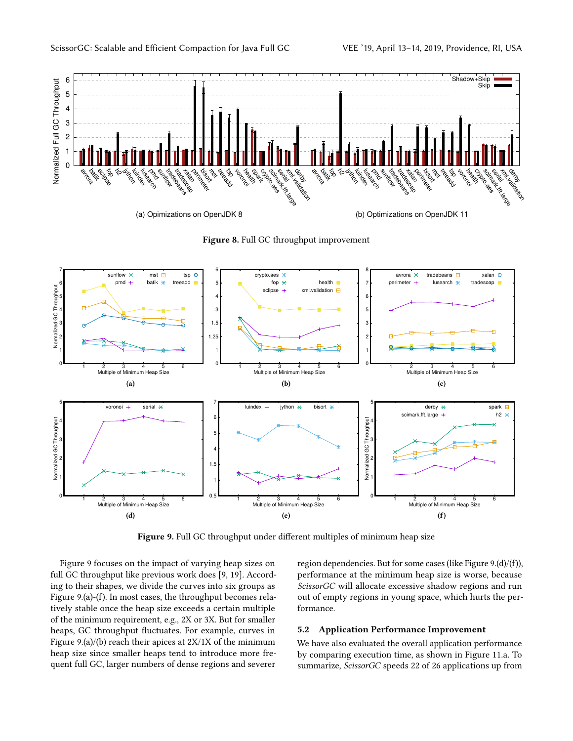**Figure 8.** Full GC throughput improvement

**Figure 9.** Full GC throughput under different multiples of minimum heap size

Figure 9 focuses on the impact of varying heap sizes on full GC throughput like previous work does [9, 19]. According to their shapes, we divide the curves into six groups as Figure 9.(a)-(f). In most cases, the throughput becomes relatively stable once the heap size exceeds a certain multiple of the minimum requirement, e.g., 2X or 3X. But for smaller heaps, GC throughput fluctuates. For example, curves in Figure 9.(a)/(b) reach their apices at 2X/1X of the minimum heap size since smaller heaps tend to introduce more frequent full GC, larger numbers of dense regions and severer region dependencies. But for some cases (like Figure 9.(d)/(f)), performance at the minimum heap size is worse, because *ScissorGC* will allocate excessive shadow regions and run out of empty regions in young space, which hurts the performance.

## 5.2 Application Performance Improvement

We have also evaluated the overall application performance by comparing execution time, as shown in Figure 11.a. To summarize, *ScissorGC* speeds 22 of 26 applications up from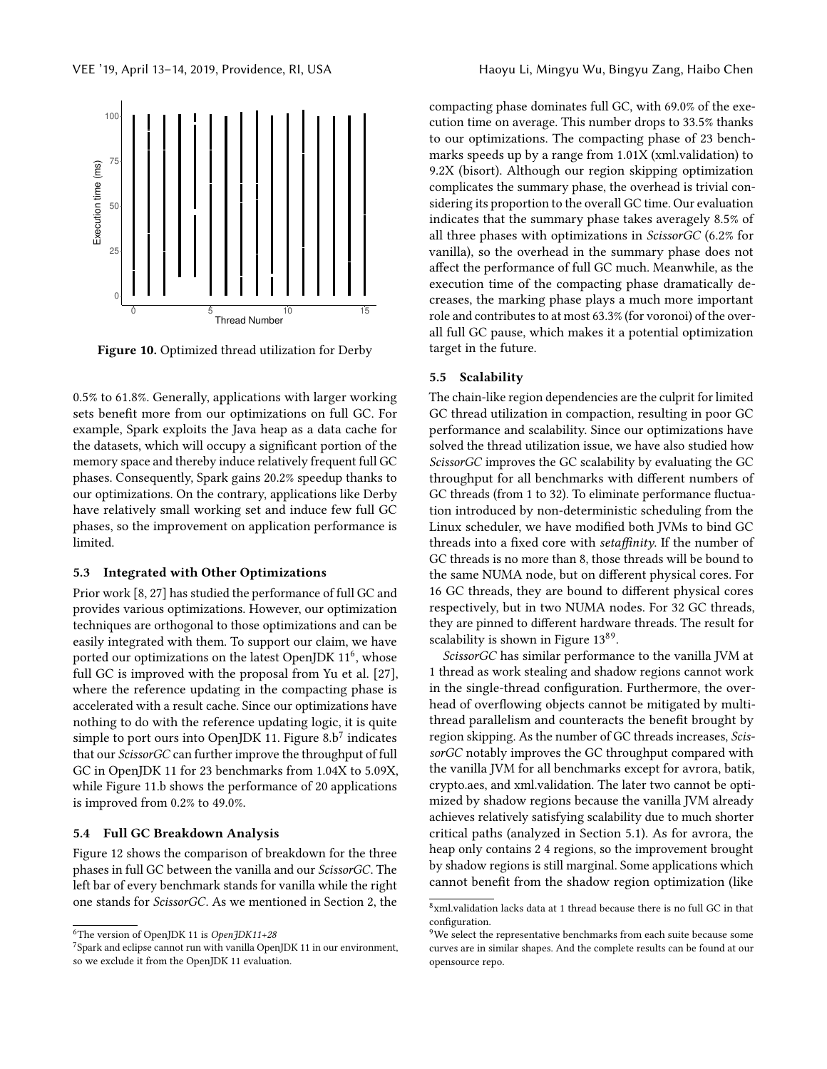Figure 10. Optimized thread utilization for Derby

0.5% to 61.8%. Generally, applications with larger working sets benefit more from our optimizations on full GC. For example, Spark exploits the Java heap as a data cache for the datasets, which will occupy a significant portion of the memory space and thereby induce relatively frequent full GC phases. Consequently, Spark gains 20.2% speedup thanks to our optimizations. On the contrary, applications like Derby have relatively small working set and induce few full GC phases, so the improvement on application performance is limited.

### 5.3 Integrated with Other Optimizations

Prior work [8, 27] has studied the performance of full GC and provides various optimizations. However, our optimization techniques are orthogonal to those optimizations and can be easily integrated with them. To support our claim, we have ported our optimizations on the latest OpenJDK 11[6], whose full GC is improved with the proposal from Yu et al. [27], where the reference updating in the compacting phase is accelerated with a result cache. Since our optimizations have nothing to do with the reference updating logic, it is quite simple to port ours into OpenJDK 11. Figure 8.b[7] indicates that our *ScissorGC* can further improve the throughput of full GC in OpenJDK 11 for 23 benchmarks from 1.04X to 5.09X, while Figure 11.b shows the performance of 20 applications is improved from 0.2% to 49.0%.

### 5.4 Full GC Breakdown Analysis

Figure 12 shows the comparison of breakdown for the three phases in full GC between the vanilla and our *ScissorGC*. The left bar of every benchmark stands for vanilla while the right one stands for *ScissorGC*. As we mentioned in Section 2, the compacting phase dominates full GC, with 69.0% of the execution time on average. This number drops to 33.5% thanks to our optimizations. The compacting phase of 23 benchmarks speeds up by a range from 1.01X (xml.validation) to 9.2X (bisort). Although our region skipping optimization complicates the summary phase, the overhead is trivial considering its proportion to the overall GC time. Our evaluation indicates that the summary phase takes averagely 8.5% of all three phases with optimizations in *ScissorGC* (6.2% for vanilla), so the overhead in the summary phase does not affect the performance of full GC much. Meanwhile, as the execution time of the compacting phase dramatically decreases, the marking phase plays a much more important role and contributes to at most 63.3% (for voronoi) of the overall full GC pause, which makes it a potential optimization target in the future.

### 5.5 Scalability

The chain-like region dependencies are the culprit for limited GC thread utilization in compaction, resulting in poor GC performance and scalability. Since our optimizations have solved the thread utilization issue, we have also studied how *ScissorGC* improves the GC scalability by evaluating the GC throughput for all benchmarks with different numbers of GC threads (from 1 to 32). To eliminate performance fluctuation introduced by non-deterministic scheduling from the Linux scheduler, we have modified both JVMs to bind GC threads into a fixed core with *setaffinity*. If the number of GC threads is no more than 8, those threads will be bound to the same NUMA node, but on different physical cores. For 16 GC threads, they are bound to different physical cores respectively, but in two NUMA nodes. For 32 GC threads, they are pinned to different hardware threads. The result for scalability is shown in Figure 13[8][9].

*ScissorGC* has similar performance to the vanilla JVM at 1 thread as work stealing and shadow regions cannot work in the single-thread configuration. Furthermore, the overhead of overflowing objects cannot be mitigated by multithread parallelism and counteracts the benefit brought by region skipping. As the number of GC threads increases, *ScissorGC* notably improves the GC throughput compared with the vanilla JVM for all benchmarks except for avrora, batik, crypto.aes, and xml.validation. The later two cannot be optimized by shadow regions because the vanilla JVM already achieves relatively satisfying scalability due to much shorter critical paths (analyzed in Section 5.1). As for avrora, the heap only contains 2 4 regions, so the improvement brought by shadow regions is still marginal. Some applications which cannot benefit from the shadow region optimization (like

---

[6] The version of OpenJDK 11 is *OpenJDK11+28*

[7] Spark and eclipse cannot run with vanilla OpenJDK 11 in our environment, so we exclude it from the OpenJDK 11 evaluation.

[8] xml.validation lacks data at 1 thread because there is no full GC in that configuration.

[9] We select the representative benchmarks from each suite because some curves are in similar shapes. And the complete results can be found at our opensource repo.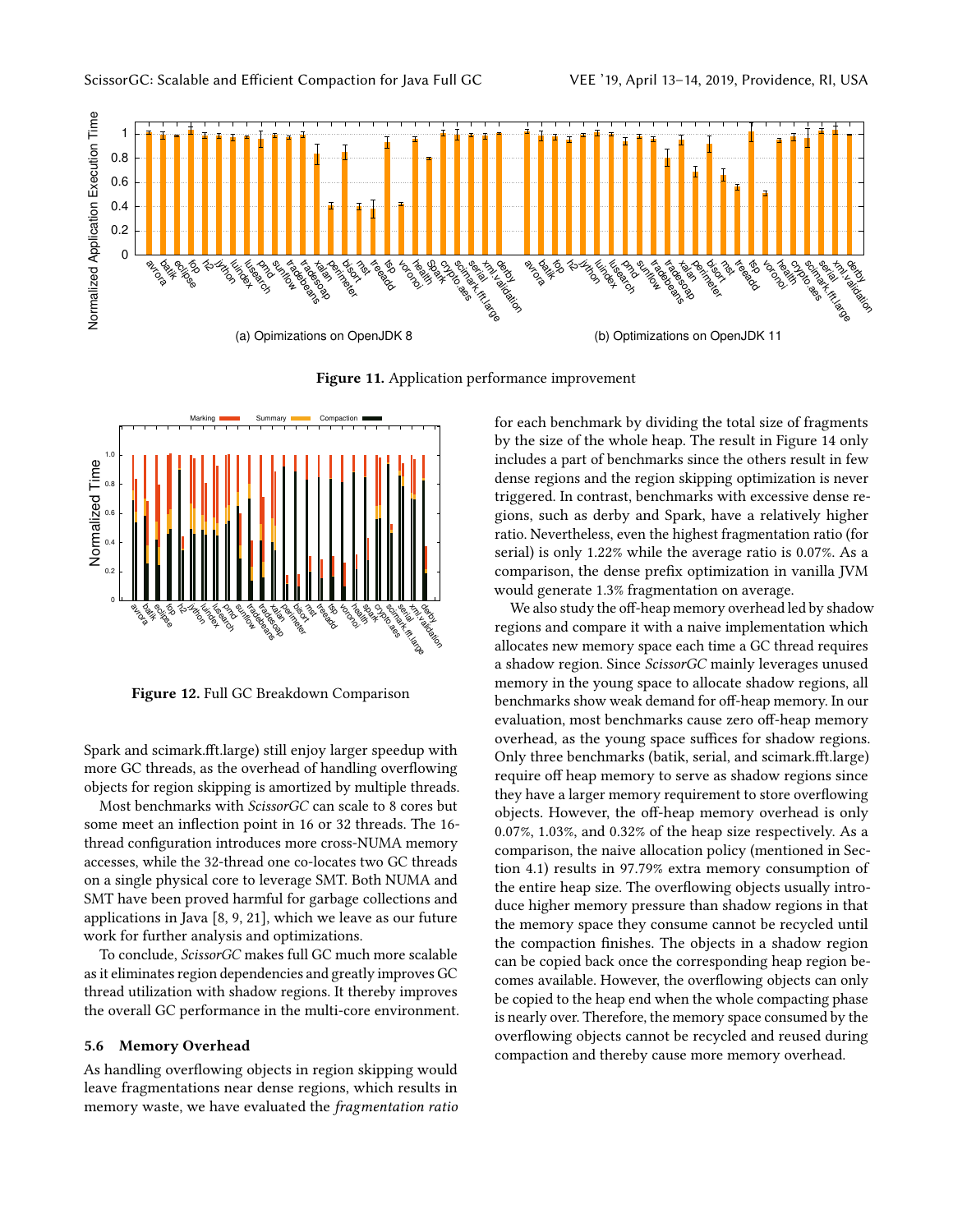Figure 11. Application performance improvement

Figure 12. Full GC Breakdown Comparison

Spark and scimark.fft.large) still enjoy larger speedup with more GC threads, as the overhead of handling overflowing objects for region skipping is amortized by multiple threads.

Most benchmarks with *ScissorGC* can scale to 8 cores but some meet an inflection point in 16 or 32 threads. The 16-thread configuration introduces more cross-NUMA memory accesses, while the 32-thread one co-locates two GC threads on a single physical core to leverage SMT. Both NUMA and SMT have been proved harmful for garbage collections and applications in Java [8, 9, 21], which we leave as our future work for further analysis and optimizations.

To conclude, *ScissorGC* makes full GC much more scalable as it eliminates region dependencies and greatly improves GC thread utilization with shadow regions. It thereby improves the overall GC performance in the multi-core environment.

### 5.6 Memory Overhead

As handling overflowing objects in region skipping would leave fragmentations near dense regions, which results in memory waste, we have evaluated the *fragmentation ratio* for each benchmark by dividing the total size of fragments by the size of the whole heap. The result in Figure 14 only includes a part of benchmarks since the others result in few dense regions and the region skipping optimization is never triggered. In contrast, benchmarks with excessive dense regions, such as derby and Spark, have a relatively higher ratio. Nevertheless, even the highest fragmentation ratio (for serial) is only 1.22% while the average ratio is 0.07%. As a comparison, the dense prefix optimization in vanilla JVM would generate 1.3% fragmentation on average.

We also study the off-heap memory overhead led by shadow regions and compare it with a naive implementation which allocates new memory space each time a GC thread requires a shadow region. Since *ScissorGC* mainly leverages unused memory in the young space to allocate shadow regions, all benchmarks show weak demand for off-heap memory. In our evaluation, most benchmarks cause zero off-heap memory overhead, as the young space suffices for shadow regions. Only three benchmarks (batik, serial, and scimark.fft.large) require off heap memory to serve as shadow regions since they have a larger memory requirement to store overflowing objects. However, the off-heap memory overhead is only 0.07%, 1.03%, and 0.32% of the heap size respectively. As a comparison, the naive allocation policy (mentioned in Section 4.1) results in 97.79% extra memory consumption of the entire heap size. The overflowing objects usually introduce higher memory pressure than shadow regions in that the memory space they consume cannot be recycled until the compaction finishes. The objects in a shadow region can be copied back once the corresponding heap region becomes available. However, the overflowing objects can only be copied to the heap end when the whole compacting phase is nearly over. Therefore, the memory space consumed by the overflowing objects cannot be recycled and reused during compaction and thereby cause more memory overhead.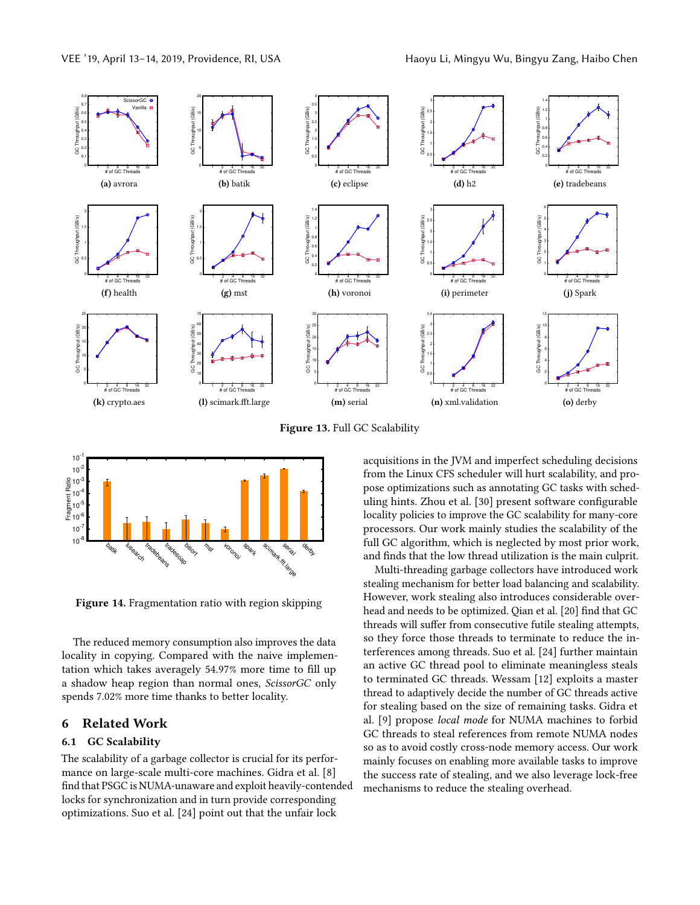**Figure 13.** Full GC Scalability

**Figure 14.** Fragmentation ratio with region skipping

The reduced memory consumption also improves the data locality in copying. Compared with the naive implementation which takes averagely 54.97% more time to fill up a shadow heap region than normal ones, *ScissorGC* only spends 7.02% more time thanks to better locality.

## 6 Related Work

### 6.1 GC Scalability

The scalability of a garbage collector is crucial for its performance on large-scale multi-core machines. Gidra et al. [8] find that PSGC is NUMA-unaware and exploit heavily-contended locks for synchronization and in turn provide corresponding optimizations. Suo et al. [24] point out that the unfair lock acquisitions in the JVM and imperfect scheduling decisions from the Linux CFS scheduler will hurt scalability, and propose optimizations such as annotating GC tasks with scheduling hints. Zhou et al. [30] present software configurable locality policies to improve the GC scalability for many-core processors. Our work mainly studies the scalability of the full GC algorithm, which is neglected by most prior work, and finds that the low thread utilization is the main culprit.

Multi-threading garbage collectors have introduced work stealing mechanism for better load balancing and scalability. However, work stealing also introduces considerable overhead and needs to be optimized. Qian et al. [20] find that GC threads will suffer from consecutive futile stealing attempts, so they force those threads to terminate to reduce the interferences among threads. Suo et al. [24] further maintain an active GC thread pool to eliminate meaningless steals to terminated GC threads. Wessam [12] exploits a master thread to adaptively decide the number of GC threads active for stealing based on the size of remaining tasks. Gidra et al. [9] propose *local mode* for NUMA machines to forbid GC threads to steal references from remote NUMA nodes so as to avoid costly cross-node memory access. Our work mainly focuses on enabling more available tasks to improve the success rate of stealing, and we also leverage lock-free mechanisms to reduce the stealing overhead.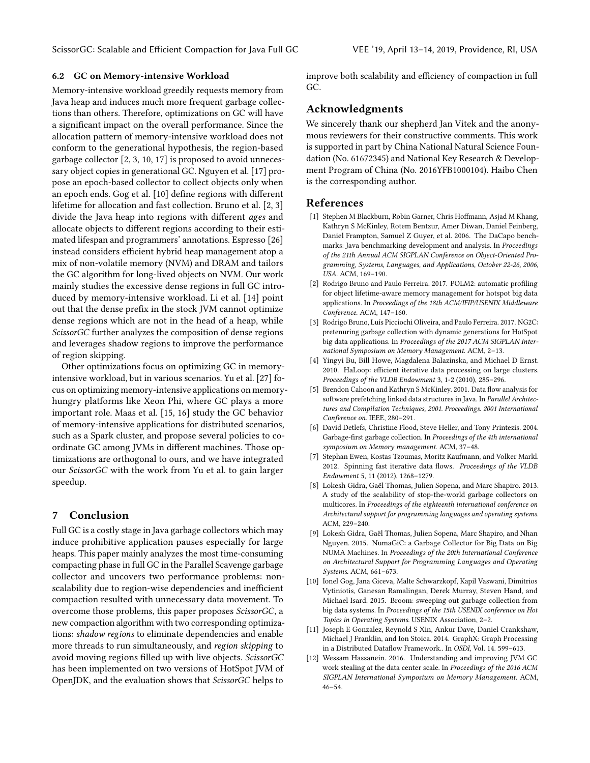### 6.2 GC on Memory-intensive Workload

Memory-intensive workload greedily requests memory from Java heap and induces much more frequent garbage collections than others. Therefore, optimizations on GC will have a significant impact on the overall performance. Since the allocation pattern of memory-intensive workload does not conform to the generational hypothesis, the region-based garbage collector [2, 3, 10, 17] is proposed to avoid unnecessary object copies in generational GC. Nguyen et al. [17] propose an epoch-based collector to collect objects only when an epoch ends. Gog et al. [10] define regions with different lifetime for allocation and fast collection. Bruno et al. [2, 3] divide the Java heap into regions with different *ages* and allocate objects to different regions according to their estimated lifespan and programmers' annotations. Espresso [26] instead considers efficient hybrid heap management atop a mix of non-volatile memory (NVM) and DRAM and tailors the GC algorithm for long-lived objects on NVM. Our work mainly studies the excessive dense regions in full GC introduced by memory-intensive workload. Li et al. [14] point out that the dense prefix in the stock JVM cannot optimize dense regions which are not in the head of a heap, while *ScissorGC* further analyzes the composition of dense regions and leverages shadow regions to improve the performance of region skipping.

Other optimizations focus on optimizing GC in memory-intensive workload, but in various scenarios. Yu et al. [27] focus on optimizing memory-intensive applications on memory-hungry platforms like Xeon Phi, where GC plays a more important role. Maas et al. [15, 16] study the GC behavior of memory-intensive applications for distributed scenarios, such as a Spark cluster, and propose several policies to coordinate GC among JVMs in different machines. Those optimizations are orthogonal to ours, and we have integrated our *ScissorGC* with the work from Yu et al. to gain larger speedup.

## 7 Conclusion

Full GC is a costly stage in Java garbage collectors which may induce prohibitive application pauses especially for large heaps. This paper mainly analyzes the most time-consuming compacting phase in full GC in the Parallel Scavenge garbage collector and uncovers two performance problems: non-scalability due to region-wise dependencies and inefficient compaction resulted with unnecessary data movement. To overcome those problems, this paper proposes *ScissorGC*, a new compaction algorithm with two corresponding optimizations: *shadow regions* to eliminate dependencies and enable more threads to run simultaneously, and *region skipping* to avoid moving regions filled up with live objects. *ScissorGC* has been implemented on two versions of HotSpot JVM of OpenJDK, and the evaluation shows that *ScissorGC* helps to improve both scalability and efficiency of compaction in full GC.

## Acknowledgments

We sincerely thank our shepherd Jan Vitek and the anonymous reviewers for their constructive comments. This work is supported in part by China National Natural Science Foundation (No. 61672345) and National Key Research & Development Program of China (No. 2016YFB1000104). Haibo Chen is the corresponding author.

## References

[1] Stephen M Blackburn, Robin Garner, Chris Hoffmann, Asjad M Khang, Kathryn S McKinley, Rotem Bentzur, Amer Diwan, Daniel Feinberg, Daniel Frampton, Samuel Z Guyer, et al. 2006. The DaCapo benchmarks: Java benchmarking development and analysis. In *Proceedings of the 21th Annual ACM SIGPLAN Conference on Object-Oriented Programming, Systems, Languages, and Applications, October 22-26, 2006, USA*. ACM, 169–190.

[2] Rodrigo Bruno and Paulo Ferreira. 2017. POLM2: automatic profiling for object lifetime-aware memory management for hotspot big data applications. In *Proceedings of the 18th ACM/IFIP/USENIX Middleware Conference*. ACM, 147–160.

[3] Rodrigo Bruno, Luís Picciochi Oliveira, and Paulo Ferreira. 2017. NG2C: pretenuring garbage collection with dynamic generations for HotSpot big data applications. In *Proceedings of the 2017 ACM SIGPLAN International Symposium on Memory Management*. ACM, 2–13.

[4] Yingyi Bu, Bill Howe, Magdalena Balazinska, and Michael D Ernst. 2010. HaLoop: efficient iterative data processing on large clusters. *Proceedings of the VLDB Endowment* 3, 1-2 (2010), 285–296.

[5] Brendon Cahoon and Kathryn S McKinley. 2001. Data flow analysis for software prefetching linked data structures in Java. In *Parallel Architectures and Compilation Techniques, 2001. Proceedings. 2001 International Conference on*. IEEE, 280–291.

[6] David Detlefs, Christine Flood, Steve Heller, and Tony Printezis. 2004. Garbage-first garbage collection. In *Proceedings of the 4th international symposium on Memory management*. ACM, 37–48.

[7] Stephan Ewen, Kostas Tzoumas, Moritz Kaufmann, and Volker Markl. 2012. Spinning fast iterative data flows. *Proceedings of the VLDB Endowment* 5, 11 (2012), 1268–1279.

[8] Lokesh Gidra, Gaël Thomas, Julien Sopena, and Marc Shapiro. 2013. A study of the scalability of stop-the-world garbage collectors on multicores. In *Proceedings of the eighteenth international conference on Architectural support for programming languages and operating systems*. ACM, 229–240.

[9] Lokesh Gidra, Gaël Thomas, Julien Sopena, Marc Shapiro, and Nhan Nguyen. 2015. NumaGiC: a Garbage Collector for Big Data on Big NUMA Machines. In *Proceedings of the 20th International Conference on Architectural Support for Programming Languages and Operating Systems*. ACM, 661–673.

[10] Ionel Gog, Jana Giceva, Malte Schwarzkopf, Kapil Vaswani, Dimitrios Vytiniotis, Ganesan Ramalingan, Derek Murray, Steven Hand, and Michael Isard. 2015. Broom: sweeping out garbage collection from big data systems. In *Proceedings of the 15th USENIX conference on Hot Topics in Operating Systems*. USENIX Association, 2–2.

[11] Joseph E Gonzalez, Reynold S Xin, Ankur Dave, Daniel Crankshaw, Michael J Franklin, and Ion Stoica. 2014. GraphX: Graph Processing in a Distributed Dataflow Framework.. In *OSDI*, Vol. 14. 599–613.

[12] Wessam Hassanein. 2016. Understanding and improving JVM GC work stealing at the data center scale. In *Proceedings of the 2016 ACM SIGPLAN International Symposium on Memory Management*. ACM, 46–54.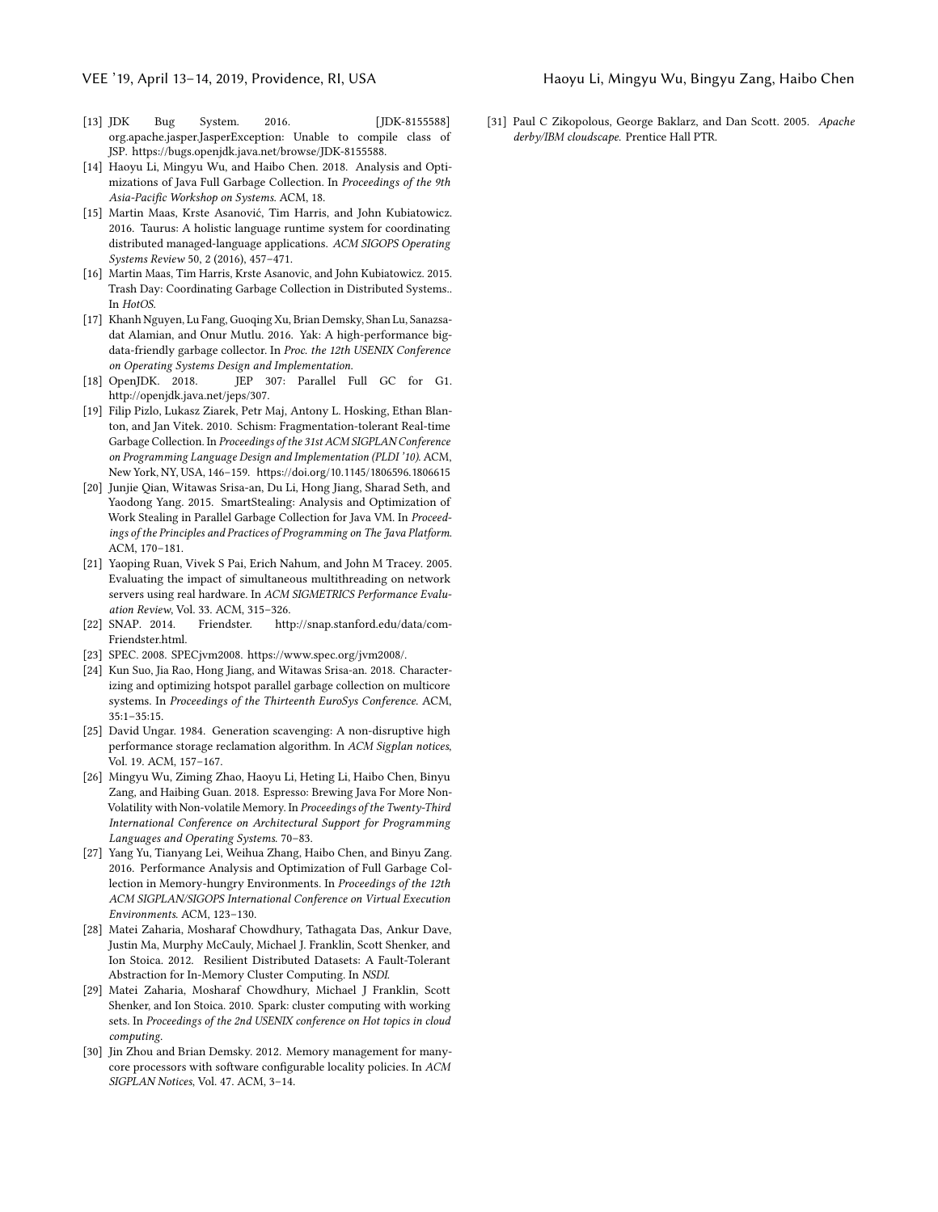- [13] JDK Bug System. 2016. [JDK-8155588] org.apache.jasper.JasperException: Unable to compile class of JSP. https://bugs.openjdk.java.net/browse/JDK-8155588.
- [14] Haoyu Li, Mingyu Wu, and Haibo Chen. 2018. Analysis and Optimizations of Java Full Garbage Collection. In *Proceedings of the 9th Asia-Pacific Workshop on Systems*. ACM, 18.
- [15] Martin Maas, Krste Asanović, Tim Harris, and John Kubiatowicz. 2016. Taurus: A holistic language runtime system for coordinating distributed managed-language applications. *ACM SIGOPS Operating Systems Review* 50, 2 (2016), 457–471.
- [16] Martin Maas, Tim Harris, Krste Asanovic, and John Kubiatowicz. 2015. Trash Day: Coordinating Garbage Collection in Distributed Systems.. In *HotOS*.
- [17] Khanh Nguyen, Lu Fang, Guoqing Xu, Brian Demsky, Shan Lu, Sanazsadat Alamian, and Onur Mutlu. 2016. Yak: A high-performance big-data-friendly garbage collector. In *Proc. the 12th USENIX Conference on Operating Systems Design and Implementation*.
- [18] OpenJDK. 2018. JEP 307: Parallel Full GC for G1. http://openjdk.java.net/jeps/307.
- [19] Filip Pizlo, Lukasz Ziarek, Petr Maj, Antony L. Hosking, Ethan Blanton, and Jan Vitek. 2010. Schism: Fragmentation-tolerant Real-time Garbage Collection. In *Proceedings of the 31st ACM SIGPLAN Conference on Programming Language Design and Implementation (PLDI '10)*. ACM, New York, NY, USA, 146–159. https://doi.org/10.1145/1806596.1806615
- [20] Junjie Qian, Witawas Srisa-an, Du Li, Hong Jiang, Sharad Seth, and Yaodong Yang. 2015. SmartStealing: Analysis and Optimization of Work Stealing in Parallel Garbage Collection for Java VM. In *Proceedings of the Principles and Practices of Programming on The Java Platform*. ACM, 170–181.
- [21] Yaoping Ruan, Vivek S Pai, Erich Nahum, and John M Tracey. 2005. Evaluating the impact of simultaneous multithreading on network servers using real hardware. In *ACM SIGMETRICS Performance Evaluation Review*, Vol. 33. ACM, 315–326.
- [22] SNAP. 2014. Friendster. http://snap.stanford.edu/data/com-Friendster.html.
- [23] SPEC. 2008. SPECjvm2008. https://www.spec.org/jvm2008/.
- [24] Kun Suo, Jia Rao, Hong Jiang, and Witawas Srisa-an. 2018. Characterizing and optimizing hotspot parallel garbage collection on multicore systems. In *Proceedings of the Thirteenth EuroSys Conference*. ACM, 35:1–35:15.
- [25] David Ungar. 1984. Generation scavenging: A non-disruptive high performance storage reclamation algorithm. In *ACM Sigplan notices*, Vol. 19. ACM, 157–167.
- [26] Mingyu Wu, Ziming Zhao, Haoyu Li, Heting Li, Haibo Chen, Binyu Zang, and Haibing Guan. 2018. Espresso: Brewing Java For More Non-Volatility with Non-volatile Memory. In *Proceedings of the Twenty-Third International Conference on Architectural Support for Programming Languages and Operating Systems*. 70–83.
- [27] Yang Yu, Tianyang Lei, Weihua Zhang, Haibo Chen, and Binyu Zang. 2016. Performance Analysis and Optimization of Full Garbage Collection in Memory-hungry Environments. In *Proceedings of the 12th ACM SIGPLAN/SIGOPS International Conference on Virtual Execution Environments*. ACM, 123–130.
- [28] Matei Zaharia, Mosharaf Chowdhury, Tathagata Das, Ankur Dave, Justin Ma, Murphy McCauly, Michael J. Franklin, Scott Shenker, and Ion Stoica. 2012. Resilient Distributed Datasets: A Fault-Tolerant Abstraction for In-Memory Cluster Computing. In *NSDI*.
- [29] Matei Zaharia, Mosharaf Chowdhury, Michael J Franklin, Scott Shenker, and Ion Stoica. 2010. Spark: cluster computing with working sets. In *Proceedings of the 2nd USENIX conference on Hot topics in cloud computing*.
- [30] Jin Zhou and Brian Demsky. 2012. Memory management for many-core processors with software configurable locality policies. In *ACM SIGPLAN Notices*, Vol. 47. ACM, 3–14.
- [31] Paul C Zikopolous, George Baklarz, and Dan Scott. 2005. *Apache derby/IBM cloudscape*. Prentice Hall PTR.